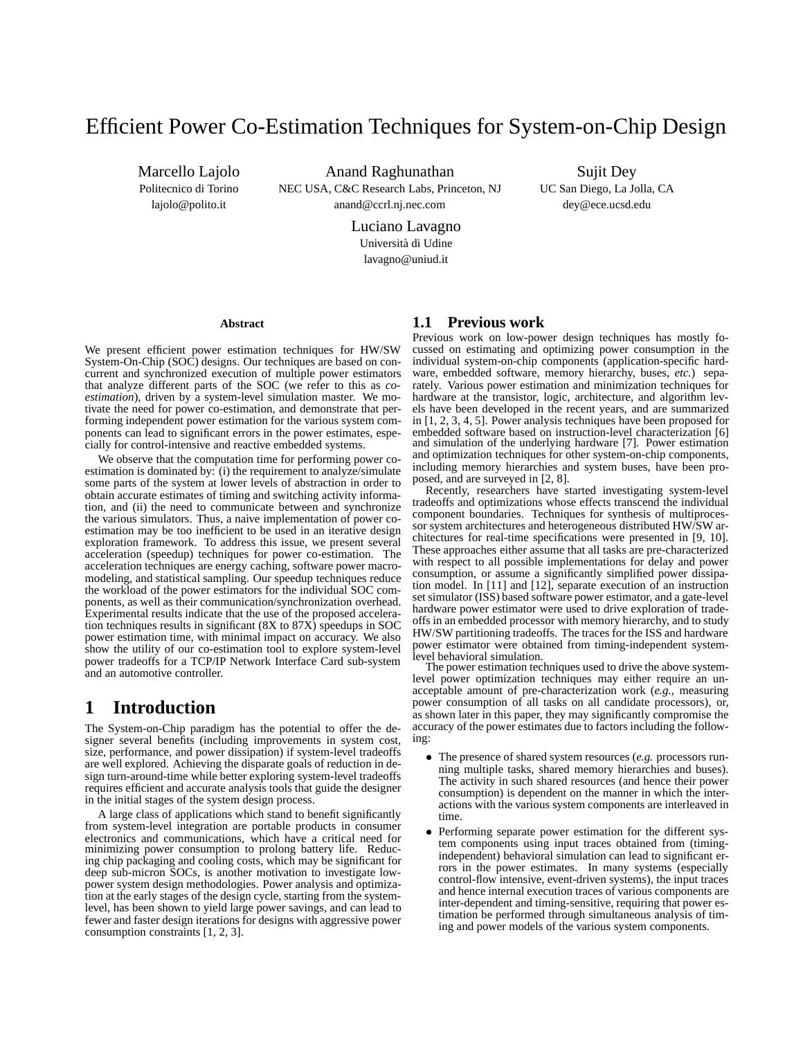# Efficient Power Co-Estimation Techniques for System-on-Chip Design

Marcello Lajolo
Politecnico di Torino
lajolo@polito.it

Anand Raghunathan
NEC USA, C&C Research Labs, Princeton, NJ
anand@ccrl.nj.nec.com

Sujit Dey
UC San Diego, La Jolla, CA
dey@ece.ucsd.edu

Luciano Lavagno
Università di Udine
lavagno@uniud.it

### Abstract

We present efficient power estimation techniques for HW/SW System-On-Chip (SOC) designs. Our techniques are based on concurrent and synchronized execution of multiple power estimators that analyze different parts of the SOC (we refer to this as *co-estimation*), driven by a system-level simulation master. We motivate the need for power co-estimation, and demonstrate that performing independent power estimation for the various system components can lead to significant errors in the power estimates, especially for control-intensive and reactive embedded systems.

We observe that the computation time for performing power co-estimation is dominated by: (i) the requirement to analyze/simulate some parts of the system at lower levels of abstraction in order to obtain accurate estimates of timing and switching activity information, and (ii) the need to communicate between and synchronize the various simulators. Thus, a naive implementation of power co-estimation may be too inefficient to be used in an iterative design exploration framework. To address this issue, we present several acceleration (speedup) techniques for power co-estimation. The acceleration techniques are energy caching, software power macro-modeling, and statistical sampling. Our speedup techniques reduce the workload of the power estimators for the individual SOC components, as well as their communication/synchronization overhead. Experimental results indicate that the use of the proposed acceleration techniques results in significant (8X to 87X) speedups in SOC power estimation time, with minimal impact on accuracy. We also show the utility of our co-estimation tool to explore system-level power tradeoffs for a TCP/IP Network Interface Card sub-system and an automotive controller.

## 1 Introduction

The System-on-Chip paradigm has the potential to offer the designer several benefits (including improvements in system cost, size, performance, and power dissipation) if system-level tradeoffs are well explored. Achieving the disparate goals of reduction in design turn-around-time while better exploring system-level tradeoffs requires efficient and accurate analysis tools that guide the designer in the initial stages of the system design process.

A large class of applications which stand to benefit significantly from system-level integration are portable products in consumer electronics and communications, which have a critical need for minimizing power consumption to prolong battery life. Reducing chip packaging and cooling costs, which may be significant for deep sub-micron SOCs, is another motivation to investigate low-power system design methodologies. Power analysis and optimization at the early stages of the design cycle, starting from the system-level, has been shown to yield large power savings, and can lead to fewer and faster design iterations for designs with aggressive power consumption constraints [1, 2, 3].

### 1.1 Previous work

Previous work on low-power design techniques has mostly focussed on estimating and optimizing power consumption in the individual system-on-chip components (application-specific hardware, embedded software, memory hierarchy, buses, *etc.*) separately. Various power estimation and minimization techniques for hardware at the transistor, logic, architecture, and algorithm levels have been developed in the recent years, and are summarized in [1, 2, 3, 4, 5]. Power analysis techniques have been proposed for embedded software based on instruction-level characterization [6] and simulation of the underlying hardware [7]. Power estimation and optimization techniques for other system-on-chip components, including memory hierarchies and system buses, have been proposed, and are surveyed in [2, 8].

Recently, researchers have started investigating system-level tradeoffs and optimizations whose effects transcend the individual component boundaries. Techniques for synthesis of multiprocessor system architectures and heterogeneous distributed HW/SW architectures for real-time specifications were presented in [9, 10]. These approaches either assume that all tasks are pre-characterized with respect to all possible implementations for delay and power consumption, or assume a significantly simplified power dissipation model. In [11] and [12], separate execution of an instruction set simulator (ISS) based software power estimator, and a gate-level hardware power estimator were used to drive exploration of tradeoffs in an embedded processor with memory hierarchy, and to study HW/SW partitioning tradeoffs. The traces for the ISS and hardware power estimator were obtained from timing-independent system-level behavioral simulation.

The power estimation techniques used to drive the above system-level power optimization techniques may either require an unacceptable amount of pre-characterization work (*e.g.*, measuring power consumption of all tasks on all candidate processors), or, as shown later in this paper, they may significantly compromise the accuracy of the power estimates due to factors including the following:

- The presence of shared system resources (*e.g.* processors running multiple tasks, shared memory hierarchies and buses). The activity in such shared resources (and hence their power consumption) is dependent on the manner in which the interactions with the various system components are interleaved in time.
- Performing separate power estimation for the different system components using input traces obtained from (timing-independent) behavioral simulation can lead to significant errors in the power estimates. In many systems (especially control-flow intensive, event-driven systems), the input traces and hence internal execution traces of various components are inter-dependent and timing-sensitive, requiring that power estimation be performed through simultaneous analysis of timing and power models of the various system components.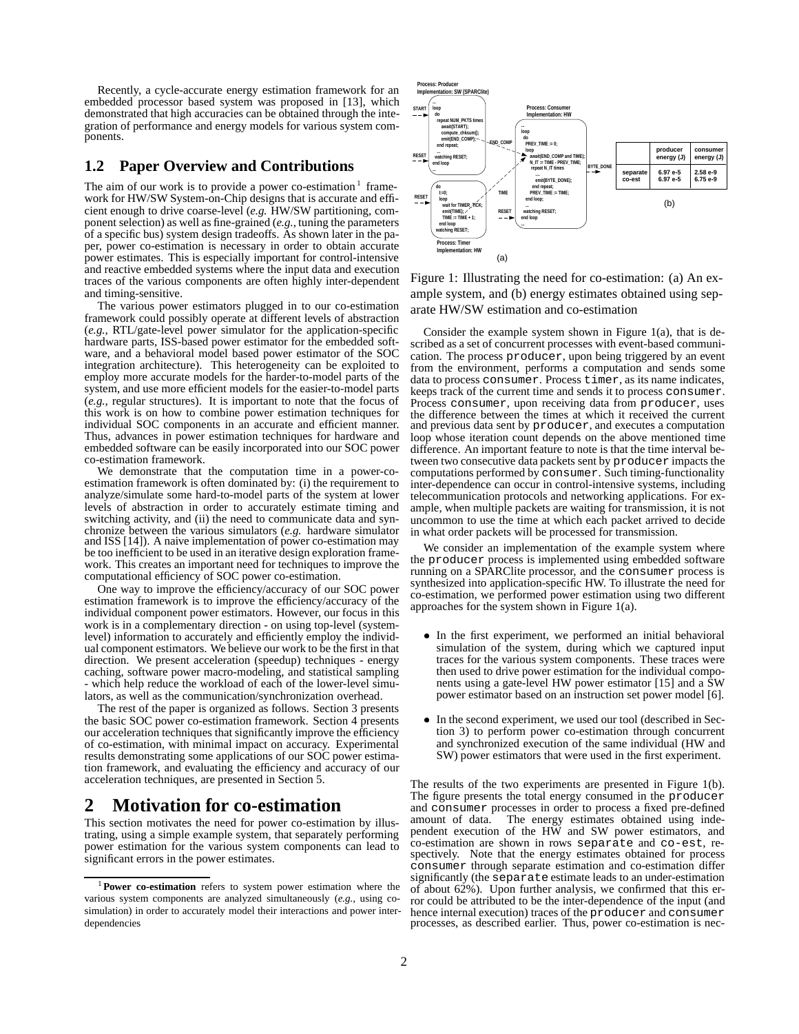Recently, a cycle-accurate energy estimation framework for an embedded processor based system was proposed in [13], which demonstrated that high accuracies can be obtained through the integration of performance and energy models for various system components.

## 1.2 Paper Overview and Contributions

The aim of our work is to provide a power co-estimation[1] framework for HW/SW System-on-Chip designs that is accurate and efficient enough to drive coarse-level (*e.g.* HW/SW partitioning, component selection) as well as fine-grained (*e.g.*, tuning the parameters of a specific bus) system design tradeoffs. As shown later in the paper, power co-estimation is necessary in order to obtain accurate power estimates. This is especially important for control-intensive and reactive embedded systems where the input data and execution traces of the various components are often highly inter-dependent and timing-sensitive.

The various power estimators plugged in to our co-estimation framework could possibly operate at different levels of abstraction (*e.g.*, RTL/gate-level power simulator for the application-specific hardware parts, ISS-based power estimator for the embedded software, and a behavioral model based power estimator of the SOC integration architecture). This heterogeneity can be exploited to employ more accurate models for the harder-to-model parts of the system, and use more efficient models for the easier-to-model parts (*e.g.*, regular structures). It is important to note that the focus of this work is on how to combine power estimation techniques for individual SOC components in an accurate and efficient manner. Thus, advances in power estimation techniques for hardware and embedded software can be easily incorporated into our SOC power co-estimation framework.

We demonstrate that the computation time in a power-co-estimation framework is often dominated by: (i) the requirement to analyze/simulate some hard-to-model parts of the system at lower levels of abstraction in order to accurately estimate timing and switching activity, and (ii) the need to communicate data and synchronize between the various simulators (*e.g.* hardware simulator and ISS [14]). A naive implementation of power co-estimation may be too inefficient to be used in an iterative design exploration framework. This creates an important need for techniques to improve the computational efficiency of SOC power co-estimation.

One way to improve the efficiency/accuracy of our SOC power estimation framework is to improve the efficiency/accuracy of the individual component power estimators. However, our focus in this work is in a complementary direction - on using top-level (system-level) information to accurately and efficiently employ the individual component estimators. We believe our work to be the first in that direction. We present acceleration (speedup) techniques - energy caching, software power macro-modeling, and statistical sampling - which help reduce the workload of each of the lower-level simulators, as well as the communication/synchronization overhead.

The rest of the paper is organized as follows. Section 3 presents the basic SOC power co-estimation framework. Section 4 presents our acceleration techniques that significantly improve the efficiency of co-estimation, with minimal impact on accuracy. Experimental results demonstrating some applications of our SOC power estimation framework, and evaluating the efficiency and accuracy of our acceleration techniques, are presented in Section 5.

# 2 Motivation for co-estimation

This section motivates the need for power co-estimation by illustrating, using a simple example system, that separately performing power estimation for the various system components can lead to significant errors in the power estimates.

[1] **Power co-estimation** refers to system power estimation where the various system components are analyzed simultaneously (*e.g.*, using co-simulation) in order to accurately model their interactions and power inter-dependencies

Process: Producer
Implementation: SW (SPARClite)

```
...
loop
  do
    repeat NUM_PKTS times
      await(START);
      compute_chksum();
      emit(END_COMP);
      ...
    end repeat;
    ...
  watching RESET;
end loop
...
```

START
RESET
END_COMP

Process: Consumer
Implementation: HW

```
...
loop
  do
    PREV_TIME := 0;
    loop
      await(END_COMP and TIME);
      N_IT := TIME - PREV_TIME;
      repeat N_IT times
        ...
        emit(BYTE_DONE);
      end repeat;
      PREV_TIME := TIME;
    end loop;
    ...
  watching RESET;
end loop
...
```

BYTE_DONE
TIME
RESET

```
do
  t:=0;
  loop
    wait for TIMER_TICK;
    emit(TIME);
    TIME := TIME + 1;
  end loop
watching RESET;
```

Process: Timer
Implementation: HW

(a)

| | producer energy (J) | consumer energy (J) |
|---|---|---|
| separate | 6.97 e-5 | 2.58 e-9 |
| co-est | 6.97 e-5 | 6.75 e-9 |

(b)

Figure 1: Illustrating the need for co-estimation: (a) An example system, and (b) energy estimates obtained using separate HW/SW estimation and co-estimation

Consider the example system shown in Figure 1(a), that is described as a set of concurrent processes with event-based communication. The process `producer`, upon being triggered by an event from the environment, performs a computation and sends some data to process `consumer`. Process `timer`, as its name indicates, keeps track of the current time and sends it to process `consumer`. Process `consumer`, upon receiving data from `producer`, uses the difference between the times at which it received the current and previous data sent by `producer`, and executes a computation loop whose iteration count depends on the above mentioned time difference. An important feature to note is that the time interval between two consecutive data packets sent by `producer` impacts the computations performed by `consumer`. Such timing-functionality inter-dependence can occur in control-intensive systems, including telecommunication protocols and networking applications. For example, when multiple packets are waiting for transmission, it is not uncommon to use the time at which each packet arrived to decide in what order packets will be processed for transmission.

We consider an implementation of the example system where the `producer` process is implemented using embedded software running on a SPARClite processor, and the `consumer` process is synthesized into application-specific HW. To illustrate the need for co-estimation, we performed power estimation using two different approaches for the system shown in Figure 1(a).

- In the first experiment, we performed an initial behavioral simulation of the system, during which we captured input traces for the various system components. These traces were then used to drive power estimation for the individual components using a gate-level HW power estimator [15] and a SW power estimator based on an instruction set power model [6].
- In the second experiment, we used our tool (described in Section 3) to perform power co-estimation through concurrent and synchronized execution of the same individual (HW and SW) power estimators that were used in the first experiment.

The results of the two experiments are presented in Figure 1(b). The figure presents the total energy consumed in the `producer` and `consumer` processes in order to process a fixed pre-defined amount of data. The energy estimates obtained using independent execution of the HW and SW power estimators, and co-estimation are shown in rows `separate` and `co-est`, respectively. Note that the energy estimates obtained for process `consumer` through separate estimation and co-estimation differ significantly (the `separate` estimate leads to an under-estimation of about 62%). Upon further analysis, we confirmed that this error could be attributed to be the inter-dependence of the input (and hence internal execution) traces of the `producer` and `consumer` processes, as described earlier. Thus, power co-estimation is nec-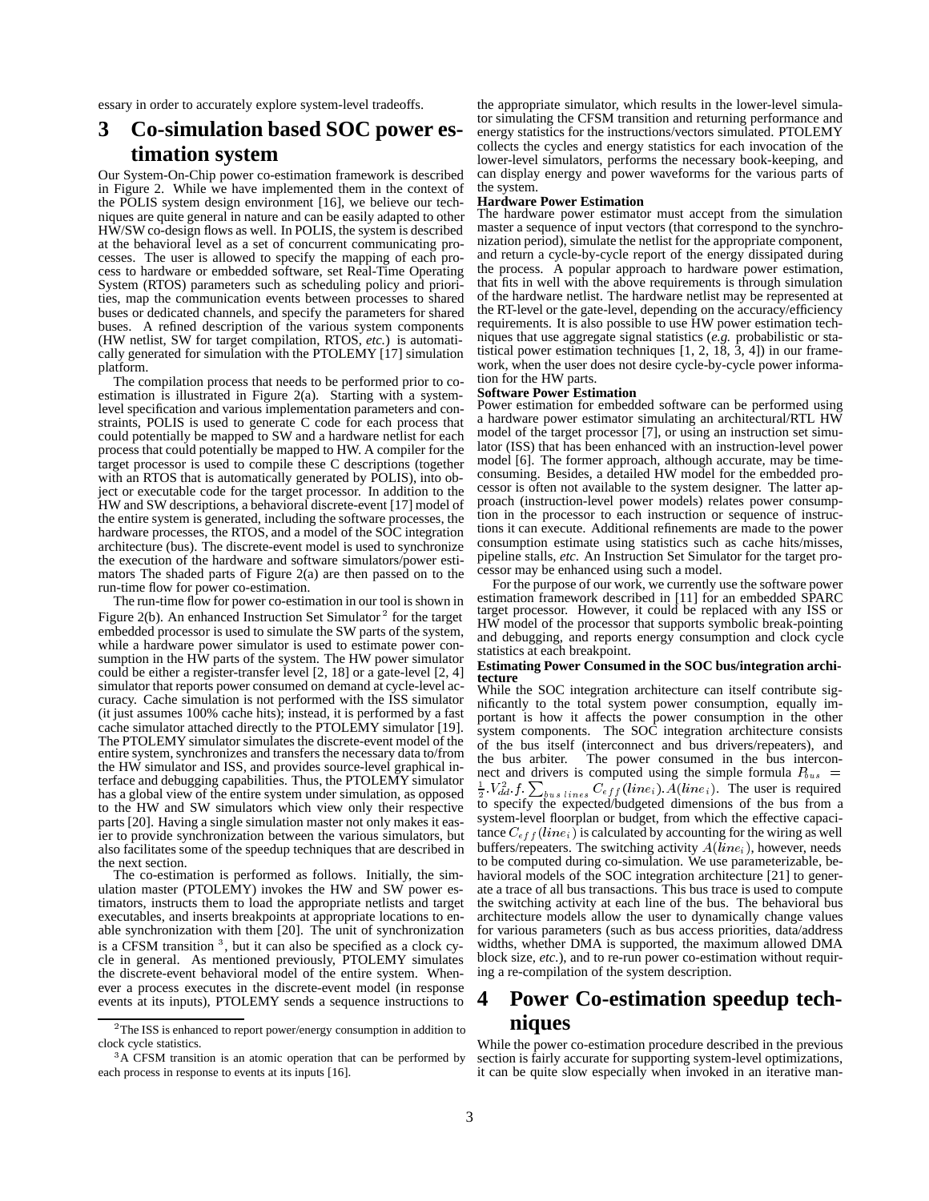essary in order to accurately explore system-level tradeoffs.

# 3 Co-simulation based SOC power estimation system

Our System-On-Chip power co-estimation framework is described in Figure 2. While we have implemented them in the context of the POLIS system design environment [16], we believe our techniques are quite general in nature and can be easily adapted to other HW/SW co-design flows as well. In POLIS, the system is described at the behavioral level as a set of concurrent communicating processes. The user is allowed to specify the mapping of each process to hardware or embedded software, set Real-Time Operating System (RTOS) parameters such as scheduling policy and priorities, map the communication events between processes to shared buses or dedicated channels, and specify the parameters for shared buses. A refined description of the various system components (HW netlist, SW for target compilation, RTOS, *etc.*) is automatically generated for simulation with the PTOLEMY [17] simulation platform.

The compilation process that needs to be performed prior to co-estimation is illustrated in Figure 2(a). Starting with a system-level specification and various implementation parameters and constraints, POLIS is used to generate C code for each process that could potentially be mapped to SW and a hardware netlist for each process that could potentially be mapped to HW. A compiler for the target processor is used to compile these C descriptions (together with an RTOS that is automatically generated by POLIS), into object or executable code for the target processor. In addition to the HW and SW descriptions, a behavioral discrete-event [17] model of the entire system is generated, including the software processes, the hardware processes, the RTOS, and a model of the SOC integration architecture (bus). The discrete-event model is used to synchronize the execution of the hardware and software simulators/power estimators The shaded parts of Figure 2(a) are then passed on to the run-time flow for power co-estimation.

The run-time flow for power co-estimation in our tool is shown in Figure 2(b). An enhanced Instruction Set Simulator [2] for the target embedded processor is used to simulate the SW parts of the system, while a hardware power simulator is used to estimate power consumption in the HW parts of the system. The HW power simulator could be either a register-transfer level [2, 18] or a gate-level [2, 4] simulator that reports power consumed on demand at cycle-level accuracy. Cache simulation is not performed with the ISS simulator (it just assumes 100% cache hits); instead, it is performed by a fast cache simulator attached directly to the PTOLEMY simulator [19]. The PTOLEMY simulator simulates the discrete-event model of the entire system, synchronizes and transfers the necessary data to/from the HW simulator and ISS, and provides source-level graphical interface and debugging capabilities. Thus, the PTOLEMY simulator has a global view of the entire system under simulation, as opposed to the HW and SW simulators which view only their respective parts [20]. Having a single simulation master not only makes it easier to provide synchronization between the various simulators, but also facilitates some of the speedup techniques that are described in the next section.

The co-estimation is performed as follows. Initially, the simulation master (PTOLEMY) invokes the HW and SW power estimators, instructs them to load the appropriate netlists and target executables, and inserts breakpoints at appropriate locations to enable synchronization with them [20]. The unit of synchronization is a CFSM transition [3], but it can also be specified as a clock cycle in general. As mentioned previously, PTOLEMY simulates the discrete-event behavioral model of the entire system. Whenever a process executes in the discrete-event model (in response events at its inputs), PTOLEMY sends a sequence instructions to the appropriate simulator, which results in the lower-level simulator simulating the CFSM transition and returning performance and energy statistics for the instructions/vectors simulated. PTOLEMY collects the cycles and energy statistics for each invocation of the lower-level simulators, performs the necessary book-keeping, and can display energy and power waveforms for the various parts of the system.

[2] The ISS is enhanced to report power/energy consumption in addition to clock cycle statistics.

[3] A CFSM transition is an atomic operation that can be performed by each process in response to events at its inputs [16].

**Hardware Power Estimation**

The hardware power estimator must accept from the simulation master a sequence of input vectors (that correspond to the synchronization period), simulate the netlist for the appropriate component, and return a cycle-by-cycle report of the energy dissipated during the process. A popular approach to hardware power estimation, that fits in well with the above requirements is through simulation of the hardware netlist. The hardware netlist may be represented at the RT-level or the gate-level, depending on the accuracy/efficiency requirements. It is also possible to use HW power estimation techniques that use aggregate signal statistics (*e.g.* probabilistic or statistical power estimation techniques [1, 2, 18, 3, 4]) in our framework, when the user does not desire cycle-by-cycle power information for the HW parts.

**Software Power Estimation**

Power estimation for embedded software can be performed using a hardware power estimator simulating an architectural/RTL HW model of the target processor [7], or using an instruction set simulator (ISS) that has been enhanced with an instruction-level power model [6]. The former approach, although accurate, may be time-consuming. Besides, a detailed HW model for the embedded processor is often not available to the system designer. The latter approach (instruction-level power models) relates power consumption in the processor to each instruction or sequence of instructions it can execute. Additional refinements are made to the power consumption estimate using statistics such as cache hits/misses, pipeline stalls, *etc*. An Instruction Set Simulator for the target processor may be enhanced using such a model.

For the purpose of our work, we currently use the software power estimation framework described in [11] for an embedded SPARC target processor. However, it could be replaced with any ISS or HW model of the processor that supports symbolic break-pointing and debugging, and reports energy consumption and clock cycle statistics at each breakpoint.

**Estimating Power Consumed in the SOC bus/integration architecture**

While the SOC integration architecture can itself contribute significantly to the total system power consumption, equally important is how it affects the power consumption in the other system components. The SOC integration architecture consists of the bus itself (interconnect and bus drivers/repeaters), and the bus arbiter. The power consumed in the bus interconnect and drivers is computed using the simple formula $P_{bus} = \frac{1}{2}.V_{dd}^2.f.\sum_{bus\ lines} C_{eff}(line_i).A(line_i)$. The user is required to specify the expected/budgeted dimensions of the bus from a system-level floorplan or budget, from which the effective capacitance $C_{eff}(line_i)$ is calculated by accounting for the wiring as well buffers/repeaters. The switching activity $A(line_i)$, however, needs to be computed during co-simulation. We use parameterizable, behavioral models of the SOC integration architecture [21] to generate a trace of all bus transactions. This bus trace is used to compute the switching activity at each line of the bus. The behavioral bus architecture models allow the user to dynamically change values for various parameters (such as bus access priorities, data/address widths, whether DMA is supported, the maximum allowed DMA block size, *etc.*), and to re-run power co-estimation without requiring a re-compilation of the system description.

# 4 Power Co-estimation speedup techniques

While the power co-estimation procedure described in the previous section is fairly accurate for supporting system-level optimizations, it can be quite slow especially when invoked in an iterative man-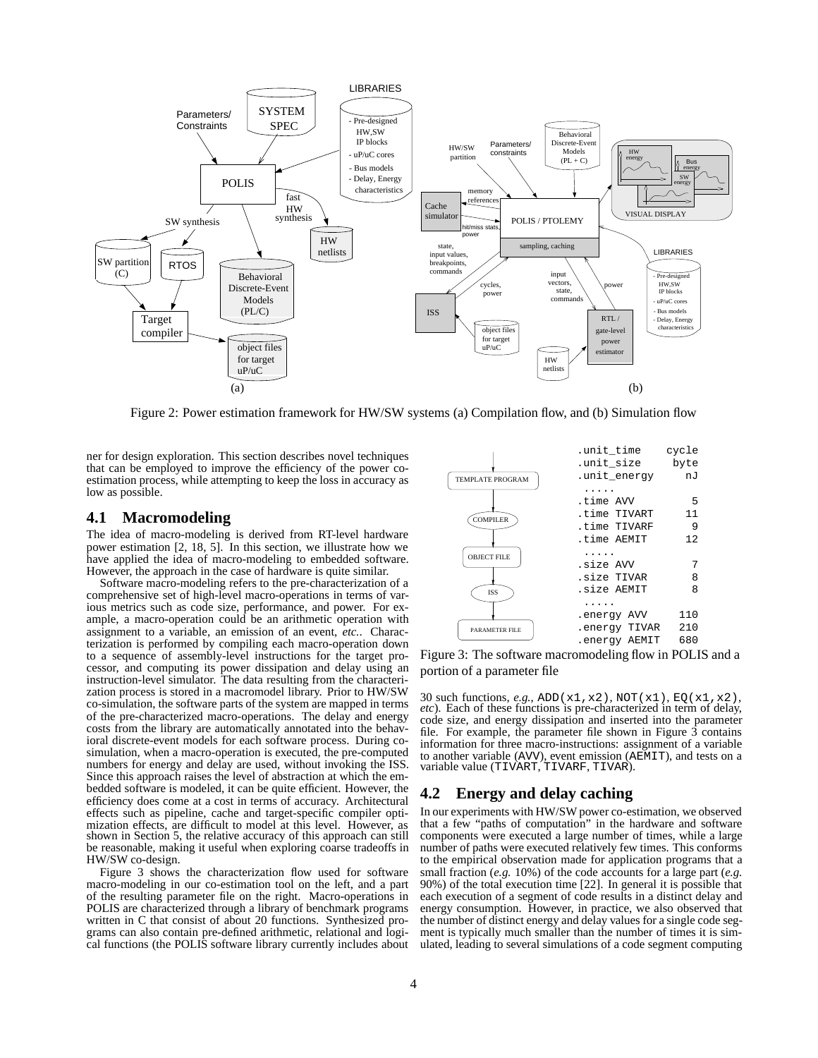LIBRARIES

SYSTEM SPEC

Parameters/ Constraints

- Pre-designed HW,SW IP blocks
- uP/uC cores
- Bus models
- Delay, Energy characteristics

POLIS

fast HW synthesis

SW synthesis

HW netlists

SW partition (C)

RTOS

Behavioral Discrete-Event Models (PL/C)

Target compiler

object files for target uP/uC

(a)

HW/SW partition

Parameters/ constraints

Behavioral Discrete-Event Models (PL + C)

HW energy

Bus energy

SW energy

VISUAL DISPLAY

memory references

Cache simulator

hit/miss stats, power

POLIS / PTOLEMY

sampling, caching

state, input values, breakpoints, commands

cycles, power

input vectors, state, commands

power

LIBRARIES

- Pre-designed HW,SW IP blocks
- uP/uC cores
- Bus models
- Delay, Energy characteristics

ISS

object files for target uP/uC

RTL / gate-level power estimator

HW netlists

(b)

Figure 2: Power estimation framework for HW/SW systems (a) Compilation flow, and (b) Simulation flow

ner for design exploration. This section describes novel techniques that can be employed to improve the efficiency of the power co-estimation process, while attempting to keep the loss in accuracy as low as possible.

## 4.1 Macromodeling

The idea of macro-modeling is derived from RT-level hardware power estimation [2, 18, 5]. In this section, we illustrate how we have applied the idea of macro-modeling to embedded software. However, the approach in the case of hardware is quite similar.

Software macro-modeling refers to the pre-characterization of a comprehensive set of high-level macro-operations in terms of various metrics such as code size, performance, and power. For example, a macro-operation could be an arithmetic operation with assignment to a variable, an emission of an event, *etc.*. Characterization is performed by compiling each macro-operation down to a sequence of assembly-level instructions for the target processor, and computing its power dissipation and delay using an instruction-level simulator. The data resulting from the characterization process is stored in a macromodel library. Prior to HW/SW co-simulation, the software parts of the system are mapped in terms of the pre-characterized macro-operations. The delay and energy costs from the library are automatically annotated into the behavioral discrete-event models for each software process. During co-simulation, when a macro-operation is executed, the pre-computed numbers for energy and delay are used, without invoking the ISS. Since this approach raises the level of abstraction at which the embedded software is modeled, it can be quite efficient. However, the efficiency does come at a cost in terms of accuracy. Architectural effects such as pipeline, cache and target-specific compiler optimization effects, are difficult to model at this level. However, as shown in Section 5, the relative accuracy of this approach can still be reasonable, making it useful when exploring coarse tradeoffs in HW/SW co-design.

Figure 3 shows the characterization flow used for software macro-modeling in our co-estimation tool on the left, and a part of the resulting parameter file on the right. Macro-operations in POLIS are characterized through a library of benchmark programs written in C that consist of about 20 functions. Synthesized programs can also contain pre-defined arithmetic, relational and logical functions (the POLIS software library currently includes about 30 such functions, *e.g.*, `ADD(x1,x2)`, `NOT(x1)`, `EQ(x1,x2)`, *etc*). Each of these functions is pre-characterized in term of delay, code size, and energy dissipation and inserted into the parameter file. For example, the parameter file shown in Figure 3 contains information for three macro-instructions: assignment of a variable to another variable (`AVV`), event emission (`AEMIT`), and tests on a variable value (`TIVART`, `TIVARF`, `TIVAR`).

TEMPLATE PROGRAM

COMPILER

OBJECT FILE

ISS

PARAMETER FILE

```
.unit_time      cycle
.unit_size       byte
.unit_energy       nJ
 .....
.time AVV           5
.time TIVART       11
.time TIVARF        9
.time AEMIT        12
 .....
.size AVV           7
.size TIVAR         8
.size AEMIT         8
 .....
.energy AVV       110
.energy TIVAR     210
.energy AEMIT     680
```

Figure 3: The software macromodeling flow in POLIS and a portion of a parameter file

## 4.2 Energy and delay caching

In our experiments with HW/SW power co-estimation, we observed that a few "paths of computation" in the hardware and software components were executed a large number of times, while a large number of paths were executed relatively few times. This conforms to the empirical observation made for application programs that a small fraction (*e.g.* 10%) of the code accounts for a large part (*e.g.* 90%) of the total execution time [22]. In general it is possible that each execution of a segment of code results in a distinct delay and energy consumption. However, in practice, we also observed that the number of distinct energy and delay values for a single code segment is typically much smaller than the number of times it is simulated, leading to several simulations of a code segment computing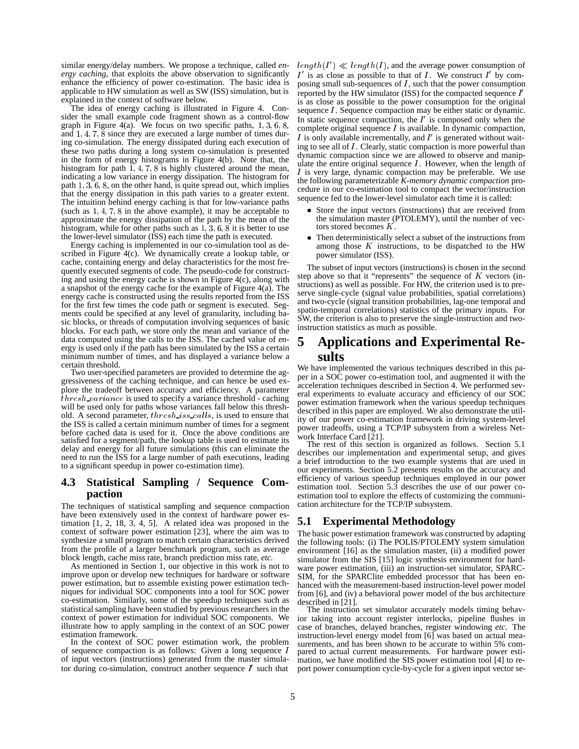similar energy/delay numbers. We propose a technique, called *energy caching*, that exploits the above observation to significantly enhance the efficiency of power co-estimation. The basic idea is applicable to HW simulation as well as SW (ISS) simulation, but is explained in the context of software below.

The idea of energy caching is illustrated in Figure 4. Consider the small example code fragment shown as a control-flow graph in Figure 4(a). We focus on two specific paths, $1, 3, 6, 8$, and $1, 4, 7, 8$ since they are executed a large number of times during co-simulation. The energy dissipated during each execution of these two paths during a long system co-simulation is presented in the form of energy histograms in Figure 4(b). Note that, the histogram for path $1, 4, 7, 8$ is highly clustered around the mean, indicating a low variance in energy dissipation. The histogram for path $1, 3, 6, 8$, on the other hand, is quite spread out, which implies that the energy dissipation in this path varies to a greater extent. The intuition behind energy caching is that for low-variance paths (such as $1, 4, 7, 8$ in the above example), it may be acceptable to approximate the energy dissipation of the path by the mean of the histogram, while for other paths such as $1, 3, 6, 8$ it is better to use the lower-level simulator (ISS) each time the path is executed.

Energy caching is implemented in our co-simulation tool as described in Figure 4(c). We dynamically create a lookup table, or cache, containing energy and delay characteristics for the most frequently executed segments of code. The pseudo-code for constructing and using the energy cache is shown in Figure 4(c), along with a snapshot of the energy cache for the example of Figure 4(a). The energy cache is constructed using the results reported from the ISS for the first few times the code path or segment is executed. Segments could be specified at any level of granularity, including basic blocks, or threads of computation involving sequences of basic blocks. For each path, we store only the mean and variance of the data computed using the calls to the ISS. The cached value of energy is used only if the path has been simulated by the ISS a certain minimum number of times, and has displayed a variance below a certain threshold.

Two user-specified parameters are provided to determine the aggressiveness of the caching technique, and can hence be used explore the tradeoff between accuracy and efficiency. A parameter $thresh\_variance$ is used to specify a variance threshold - caching will be used only for paths whose variances fall below this threshold. A second parameter, $thresh\_iss\_calls$, is used to ensure that the ISS is called a certain minimum number of times for a segment before cached data is used for it. Once the above conditions are satisfied for a segment/path, the lookup table is used to estimate its delay and energy for all future simulations (this can eliminate the need to run the ISS for a large number of path executions, leading to a significant speedup in power co-estimation time).

### 4.3 Statistical Sampling / Sequence Compaction

The techniques of statistical sampling and sequence compaction have been extensively used in the context of hardware power estimation [1, 2, 18, 3, 4, 5]. A related idea was proposed in the context of software power estimation [23], where the aim was to synthesize a small program to match certain characteristics derived from the profile of a larger benchmark program, such as average block length, cache miss rate, branch prediction miss rate, *etc.*

As mentioned in Section 1, our objective in this work is not to improve upon or develop new techniques for hardware or software power estimation, but to assemble existing power estimation techniques for individual SOC components into a tool for SOC power co-estimation. Similarly, some of the speedup techniques such as statistical sampling have been studied by previous researchers in the context of power estimation for individual SOC components. We illustrate how to apply sampling in the context of an SOC power estimation framework.

In the context of SOC power estimation work, the problem of sequence compaction is as follows: Given a long sequence $I$ of input vectors (instructions) generated from the master simulator during co-simulation, construct another sequence $I'$ such that $length(I') \ll length(I)$, and the average power consumption of $I'$ is as close as possible to that of $I$. We construct $I'$ by composing small sub-sequences of $I$, such that the power consumption reported by the HW simulator (ISS) for the compacted sequence $I'$ is as close as possible to the power consumption for the original sequence $I$. Sequence compaction may be either static or dynamic. In static sequence compaction, the $I'$ is composed only when the complete original sequence $I$ is available. In dynamic compaction, $I$ is only available incrementally, and $I'$ is generated without waiting to see all of $I$. Clearly, static compaction is more powerful than dynamic compaction since we are allowed to observe and manipulate the entire original sequence $I$. However, when the length of $I$ is very large, dynamic compaction may be preferable. We use the following parameterizable *K-memory dynamic compaction* procedure in our co-estimation tool to compact the vector/instruction sequence fed to the lower-level simulator each time it is called:

- Store the input vectors (instructions) that are received from the simulation master (PTOLEMY), until the number of vectors stored becomes $K$.
- Then deterministically select a subset of the instructions from among those $K$ instructions, to be dispatched to the HW power simulator (ISS).

The subset of input vectors (instructions) is chosen in the second step above so that it "represents" the sequence of $K$ vectors (instructions) as well as possible. For HW, the criterion used is to preserve single-cycle (signal value probabilities, spatial correlations) and two-cycle (signal transition probabilities, lag-one temporal and spatio-temporal correlations) statistics of the primary inputs. For SW, the criterion is also to preserve the single-instruction and two-instruction statistics as much as possible.

## 5 Applications and Experimental Results

We have implemented the various techniques described in this paper in a SOC power co-estimation tool, and augmented it with the acceleration techniques described in Section 4. We performed several experiments to evaluate accuracy and efficiency of our SOC power estimation framework when the various speedup techniques described in this paper are employed. We also demonstrate the utility of our power co-estimation framework in driving system-level power tradeoffs, using a TCP/IP subsystem from a wireless Network Interface Card [21].

The rest of this section is organized as follows. Section 5.1 describes our implementation and experimental setup, and gives a brief introduction to the two example systems that are used in our experiments. Section 5.2 presents results on the accuracy and efficiency of various speedup techniques employed in our power estimation tool. Section 5.3 describes the use of our power co-estimation tool to explore the effects of customizing the communication architecture for the TCP/IP subsystem.

### 5.1 Experimental Methodology

The basic power estimation framework was constructed by adapting the following tools: (i) The POLIS/PTOLEMY system simulation environment [16] as the simulation master, (ii) a modified power simulator from the SIS [15] logic synthesis environment for hardware power estimation, (iii) an instruction-set simulator, SPARCSIM, for the SPARClite embedded processor that has been enhanced with the measurement-based instruction-level power model from [6], and (iv) a behavioral power model of the bus architecture described in [21].

The instruction set simulator accurately models timing behavior taking into account register interlocks, pipeline flushes in case of branches, delayed branches, register windowing *etc.* The instruction-level energy model from [6] was based on actual measurements, and has been shown to be accurate to within 5% compared to actual current measurements. For hardware power estimation, we have modified the SIS power estimation tool [4] to report power consumption cycle-by-cycle for a given input vector se-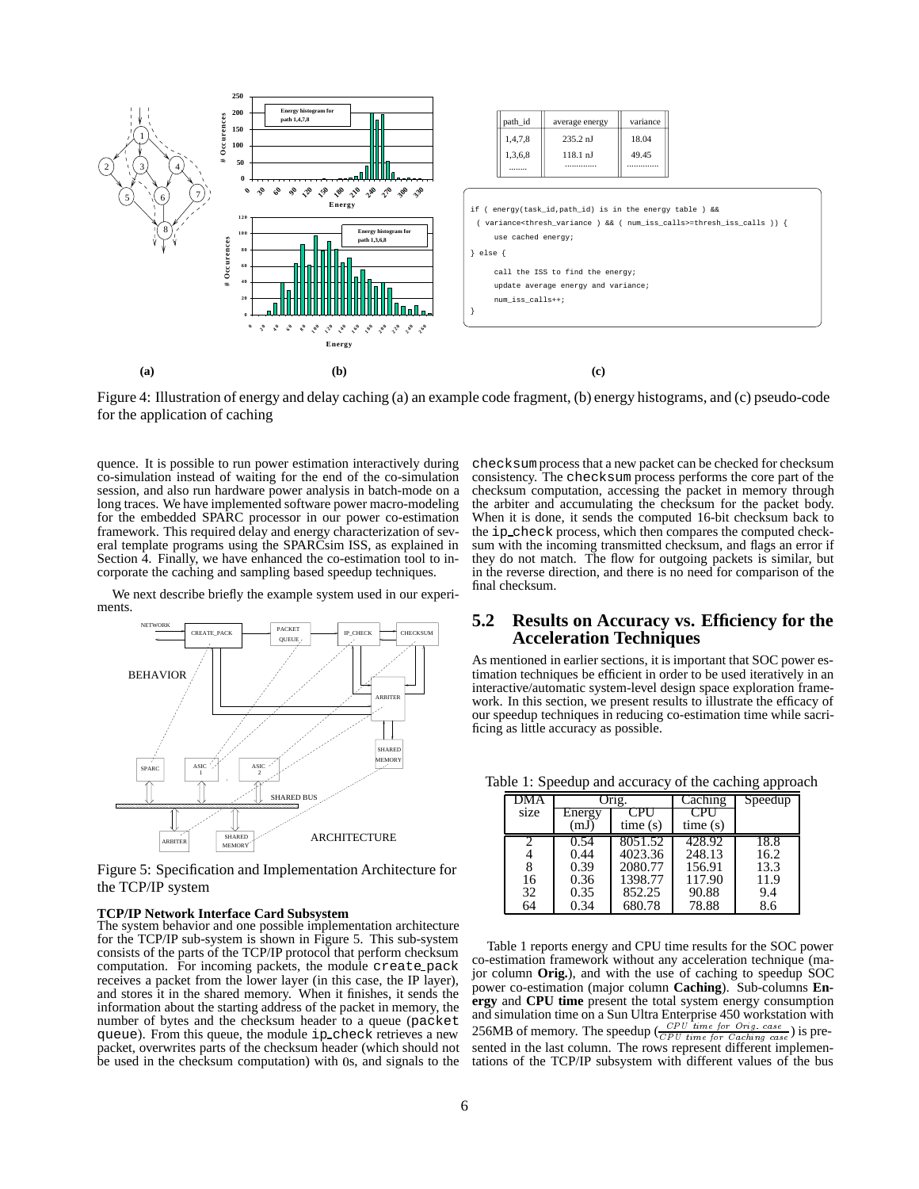| path_id | average energy | variance |
|---|---|---|
| 1,4,7,8 | 235.2 nJ | 18.04 |
| 1,3,6,8 | 118.1 nJ | 49.45 |
| ........ | ............. | ............. |

```
if ( energy(task_id,path_id) is in the energy table ) &&
  ( variance<thresh_variance ) && ( num_iss_calls>=thresh_iss_calls )) {
     use cached energy;
} else {
     call the ISS to find the energy;
     update average energy and variance;
     num_iss_calls++;
}
```

Figure 4: Illustration of energy and delay caching (a) an example code fragment, (b) energy histograms, and (c) pseudo-code for the application of caching

quence. It is possible to run power estimation interactively during co-simulation instead of waiting for the end of the co-simulation session, and also run hardware power analysis in batch-mode on a long traces. We have implemented software power macro-modeling for the embedded SPARC processor in our power co-estimation framework. This required delay and energy characterization of several template programs using the SPARCsim ISS, as explained in Section 4. Finally, we have enhanced the co-estimation tool to incorporate the caching and sampling based speedup techniques.

We next describe briefly the example system used in our experiments.

Figure 5: Specification and Implementation Architecture for the TCP/IP system

**TCP/IP Network Interface Card Subsystem**
The system behavior and one possible implementation architecture for the TCP/IP sub-system is shown in Figure 5. This sub-system consists of the parts of the TCP/IP protocol that perform checksum computation. For incoming packets, the module create_pack receives a packet from the lower layer (in this case, the IP layer), and stores it in the shared memory. When it finishes, it sends the information about the starting address of the packet in memory, the number of bytes and the checksum header to a queue (packet queue). From this queue, the module ip_check retrieves a new packet, overwrites parts of the checksum header (which should not be used in the checksum computation) with 0s, and signals to the checksum process that a new packet can be checked for checksum consistency. The checksum process performs the core part of the checksum computation, accessing the packet in memory through the arbiter and accumulating the checksum for the packet body. When it is done, it sends the computed 16-bit checksum back to the ip_check process, which then compares the computed checksum with the incoming transmitted checksum, and flags an error if they do not match. The flow for outgoing packets is similar, but in the reverse direction, and there is no need for comparison of the final checksum.

## 5.2 Results on Accuracy vs. Efficiency for the Acceleration Techniques

As mentioned in earlier sections, it is important that SOC power estimation techniques be efficient in order to be used iteratively in an interactive/automatic system-level design space exploration framework. In this section, we present results to illustrate the efficacy of our speedup techniques in reducing co-estimation time while sacrificing as little accuracy as possible.

Table 1: Speedup and accuracy of the caching approach

| DMA size | Orig. | | Caching | Speedup |
|---|---|---|---|---|
| | Energy (mJ) | CPU time (s) | CPU time (s) | |
| 2 | 0.54 | 8051.52 | 428.92 | 18.8 |
| 4 | 0.44 | 4023.36 | 248.13 | 16.2 |
| 8 | 0.39 | 2080.77 | 156.91 | 13.3 |
| 16 | 0.36 | 1398.77 | 117.90 | 11.9 |
| 32 | 0.35 | 852.25 | 90.88 | 9.4 |
| 64 | 0.34 | 680.78 | 78.88 | 8.6 |

Table 1 reports energy and CPU time results for the SOC power co-estimation framework without any acceleration technique (major column **Orig.**), and with the use of caching to speedup SOC power co-estimation (major column **Caching**). Sub-columns **Energy** and **CPU time** present the total system energy consumption and simulation time on a Sun Ultra Enterprise 450 workstation with 256MB of memory. The speedup ($\frac{CPU\ time\ for\ Orig.\ case}{CPU\ time\ for\ Caching\ case}$) is presented in the last column. The rows represent different implementations of the TCP/IP subsystem with different values of the bus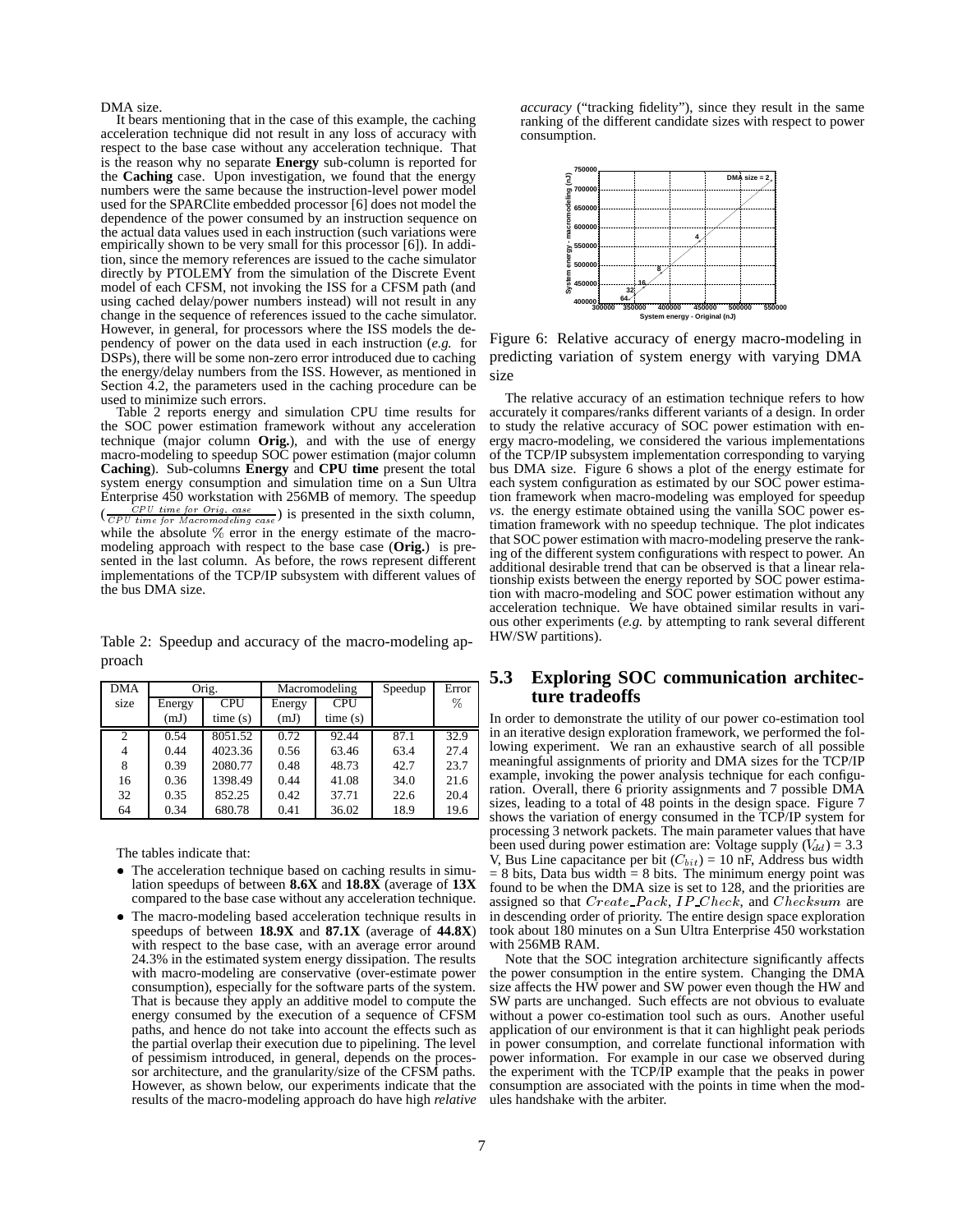DMA size.

It bears mentioning that in the case of this example, the caching acceleration technique did not result in any loss of accuracy with respect to the base case without any acceleration technique. That is the reason why no separate **Energy** sub-column is reported for the **Caching** case. Upon investigation, we found that the energy numbers were the same because the instruction-level power model used for the SPARClite embedded processor [6] does not model the dependence of the power consumed by an instruction sequence on the actual data values used in each instruction (such variations were empirically shown to be very small for this processor [6]). In addition, since the memory references are issued to the cache simulator directly by PTOLEMY from the simulation of the Discrete Event model of each CFSM, not invoking the ISS for a CFSM path (and using cached delay/power numbers instead) will not result in any change in the sequence of references issued to the cache simulator. However, in general, for processors where the ISS models the dependency of power on the data used in each instruction (*e.g.* for DSPs), there will be some non-zero error introduced due to caching the energy/delay numbers from the ISS. However, as mentioned in Section 4.2, the parameters used in the caching procedure can be used to minimize such errors.

Table 2 reports energy and simulation CPU time results for the SOC power estimation framework without any acceleration technique (major column **Orig.**), and with the use of energy macro-modeling to speedup SOC power estimation (major column **Caching**). Sub-columns **Energy** and **CPU time** present the total system energy consumption and simulation time on a Sun Ultra Enterprise 450 workstation with 256MB of memory. The speedup ($\frac{CPU\ time\ for\ Orig.\ case}{CPU\ time\ for\ Macromodeling\ case}$) is presented in the sixth column, while the absolute % error in the energy estimate of the macro-modeling approach with respect to the base case (**Orig.**) is presented in the last column. As before, the rows represent different implementations of the TCP/IP subsystem with different values of the bus DMA size.

Table 2: Speedup and accuracy of the macro-modeling approach

| DMA size | Orig. | | Macromodeling | | Speedup | Error % |
|---|---|---|---|---|---|---|
| | Energy (mJ) | CPU time (s) | Energy (mJ) | CPU time (s) | | |
| 2 | 0.54 | 8051.52 | 0.72 | 92.44 | 87.1 | 32.9 |
| 4 | 0.44 | 4023.36 | 0.56 | 63.46 | 63.4 | 27.4 |
| 8 | 0.39 | 2080.77 | 0.48 | 48.73 | 42.7 | 23.7 |
| 16 | 0.36 | 1398.49 | 0.44 | 41.08 | 34.0 | 21.6 |
| 32 | 0.35 | 852.25 | 0.42 | 37.71 | 22.6 | 20.4 |
| 64 | 0.34 | 680.78 | 0.41 | 36.02 | 18.9 | 19.6 |

The tables indicate that:

- The acceleration technique based on caching results in simulation speedups of between **8.6X** and **18.8X** (average of **13X** compared to the base case without any acceleration technique.
- The macro-modeling based acceleration technique results in speedups of between **18.9X** and **87.1X** (average of **44.8X**) with respect to the base case, with an average error around 24.3% in the estimated system energy dissipation. The results with macro-modeling are conservative (over-estimate power consumption), especially for the software parts of the system. That is because they apply an additive model to compute the energy consumed by the execution of a sequence of CFSM paths, and hence do not take into account the effects such as the partial overlap their execution due to pipelining. The level of pessimism introduced, in general, depends on the processor architecture, and the granularity/size of the CFSM paths. However, as shown below, our experiments indicate that the results of the macro-modeling approach do have high *relative accuracy* ("tracking fidelity"), since they result in the same ranking of the different candidate sizes with respect to power consumption.

DMA size = 2
4
8
16
32
64
System energy - macromodeling (nJ)
750000
700000
650000
600000
550000
500000
450000
400000
300000 350000 400000 450000 500000 550000
System energy - Original (nJ)

Figure 6: Relative accuracy of energy macro-modeling in predicting variation of system energy with varying DMA size

The relative accuracy of an estimation technique refers to how accurately it compares/ranks different variants of a design. In order to study the relative accuracy of SOC power estimation with energy macro-modeling, we considered the various implementations of the TCP/IP subsystem implementation corresponding to varying bus DMA size. Figure 6 shows a plot of the energy estimate for each system configuration as estimated by our SOC power estimation framework when macro-modeling was employed for speedup *vs.* the energy estimate obtained using the vanilla SOC power estimation framework with no speedup technique. The plot indicates that SOC power estimation with macro-modeling preserve the ranking of the different system configurations with respect to power. An additional desirable trend that can be observed is that a linear relationship exists between the energy reported by SOC power estimation with macro-modeling and SOC power estimation without any acceleration technique. We have obtained similar results in various other experiments (*e.g.* by attempting to rank several different HW/SW partitions).

## 5.3 Exploring SOC communication architecture tradeoffs

In order to demonstrate the utility of our power co-estimation tool in an iterative design exploration framework, we performed the following experiment. We ran an exhaustive search of all possible meaningful assignments of priority and DMA sizes for the TCP/IP example, invoking the power analysis technique for each configuration. Overall, there 6 priority assignments and 7 possible DMA sizes, leading to a total of 48 points in the design space. Figure 7 shows the variation of energy consumed in the TCP/IP system for processing 3 network packets. The main parameter values that have been used during power estimation are: Voltage supply ($V_{dd}$) = 3.3 V, Bus Line capacitance per bit ($C_{bit}$) = 10 nF, Address bus width = 8 bits, Data bus width = 8 bits. The minimum energy point was found to be when the DMA size is set to 128, and the priorities are assigned so that $Create\_Pack$, $IP\_Check$, and $Checksum$ are in descending order of priority. The entire design space exploration took about 180 minutes on a Sun Ultra Enterprise 450 workstation with 256MB RAM.

Note that the SOC integration architecture significantly affects the power consumption in the entire system. Changing the DMA size affects the HW power and SW power even though the HW and SW parts are unchanged. Such effects are not obvious to evaluate without a power co-estimation tool such as ours. Another useful application of our environment is that it can highlight peak periods in power consumption, and correlate functional information with power information. For example in our case we observed during the experiment with the TCP/IP example that the peaks in power consumption are associated with the points in time when the modules handshake with the arbiter.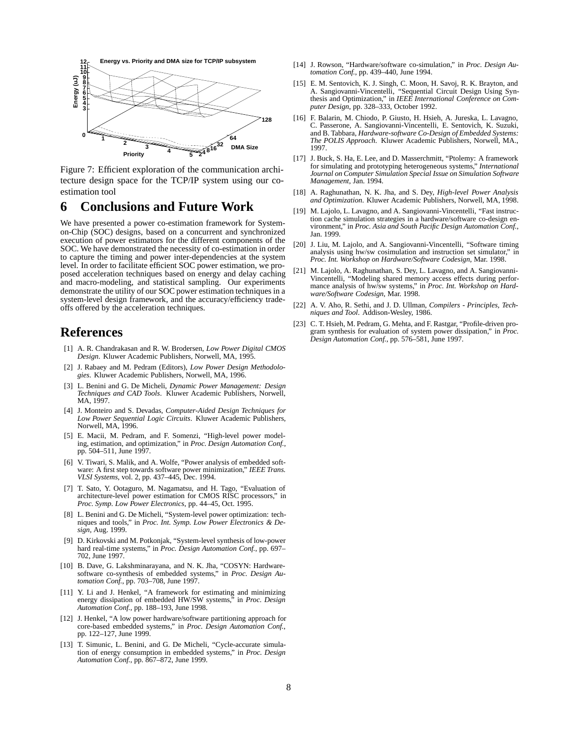Energy vs. Priority and DMA size for TCP/IP subsystem

Energy (uJ)

12
11
10
9
8
7
6
5
4
3
0

Priority

1
2
3
4
5

DMA Size

2 4 8 16 32
64
128

Figure 7: Efficient exploration of the communication architecture design space for the TCP/IP system using our co-estimation tool

# 6 Conclusions and Future Work

We have presented a power co-estimation framework for System-on-Chip (SOC) designs, based on a concurrent and synchronized execution of power estimators for the different components of the SOC. We have demonstrated the necessity of co-estimation in order to capture the timing and power inter-dependencies at the system level. In order to facilitate efficient SOC power estimation, we proposed acceleration techniques based on energy and delay caching and macro-modeling, and statistical sampling. Our experiments demonstrate the utility of our SOC power estimation techniques in a system-level design framework, and the accuracy/efficiency trade-offs offered by the acceleration techniques.

# References

[1] A. R. Chandrakasan and R. W. Brodersen, *Low Power Digital CMOS Design*. Kluwer Academic Publishers, Norwell, MA, 1995.

[2] J. Rabaey and M. Pedram (Editors), *Low Power Design Methodologies*. Kluwer Academic Publishers, Norwell, MA, 1996.

[3] L. Benini and G. De Micheli, *Dynamic Power Management: Design Techniques and CAD Tools*. Kluwer Academic Publishers, Norwell, MA, 1997.

[4] J. Monteiro and S. Devadas, *Computer-Aided Design Techniques for Low Power Sequential Logic Circuits*. Kluwer Academic Publishers, Norwell, MA, 1996.

[5] E. Macii, M. Pedram, and F. Somenzi, "High-level power modeling, estimation, and optimization," in *Proc. Design Automation Conf.*, pp. 504–511, June 1997.

[6] V. Tiwari, S. Malik, and A. Wolfe, "Power analysis of embedded software: A first step towards software power minimization," *IEEE Trans. VLSI Systems*, vol. 2, pp. 437–445, Dec. 1994.

[7] T. Sato, Y. Ootaguro, M. Nagamatsu, and H. Tago, "Evaluation of architecture-level power estimation for CMOS RISC processors," in *Proc. Symp. Low Power Electronics*, pp. 44–45, Oct. 1995.

[8] L. Benini and G. De Micheli, "System-level power optimization: techniques and tools," in *Proc. Int. Symp. Low Power Electronics & Design*, Aug. 1999.

[9] D. Kirkovski and M. Potkonjak, "System-level synthesis of low-power hard real-time systems," in *Proc. Design Automation Conf.*, pp. 697–702, June 1997.

[10] B. Dave, G. Lakshminarayana, and N. K. Jha, "COSYN: Hardware-software co-synthesis of embedded systems," in *Proc. Design Automation Conf.*, pp. 703–708, June 1997.

[11] Y. Li and J. Henkel, "A framework for estimating and minimizing energy dissipation of embedded HW/SW systems," in *Proc. Design Automation Conf.*, pp. 188–193, June 1998.

[12] J. Henkel, "A low power hardware/software partitioning approach for core-based embedded systems," in *Proc. Design Automation Conf.*, pp. 122–127, June 1999.

[13] T. Simunic, L. Benini, and G. De Micheli, "Cycle-accurate simulation of energy consumption in embedded systems," in *Proc. Design Automation Conf.*, pp. 867–872, June 1999.

[14] J. Rowson, "Hardware/software co-simulation," in *Proc. Design Automation Conf.*, pp. 439–440, June 1994.

[15] E. M. Sentovich, K. J. Singh, C. Moon, H. Savoj, R. K. Brayton, and A. Sangiovanni-Vincentelli, "Sequential Circuit Design Using Synthesis and Optimization," in *IEEE International Conference on Computer Design*, pp. 328–333, October 1992.

[16] F. Balarin, M. Chiodo, P. Giusto, H. Hsieh, A. Jureska, L. Lavagno, C. Passerone, A. Sangiovanni-Vincentelli, E. Sentovich, K. Suzuki, and B. Tabbara, *Hardware-software Co-Design of Embedded Systems: The POLIS Approach*. Kluwer Academic Publishers, Norwell, MA., 1997.

[17] J. Buck, S. Ha, E. Lee, and D. Masserchmitt, "Ptolemy: A framework for simulating and prototyping heterogeneous systems," *International Journal on Computer Simulation Special Issue on Simulation Software Management*, Jan. 1994.

[18] A. Raghunathan, N. K. Jha, and S. Dey, *High-level Power Analysis and Optimization*. Kluwer Academic Publishers, Norwell, MA, 1998.

[19] M. Lajolo, L. Lavagno, and A. Sangiovanni-Vincentelli, "Fast instruction cache simulation strategies in a hardware/software co-design environment," in *Proc. Asia and South Pacific Design Automation Conf.*, Jan. 1999.

[20] J. Liu, M. Lajolo, and A. Sangiovanni-Vincentelli, "Software timing analysis using hw/sw cosimulation and instruction set simulator," in *Proc. Int. Workshop on Hardware/Software Codesign*, Mar. 1998.

[21] M. Lajolo, A. Raghunathan, S. Dey, L. Lavagno, and A. Sangiovanni-Vincentelli, "Modeling shared memory access effects during performance analysis of hw/sw systems," in *Proc. Int. Workshop on Hardware/Software Codesign*, Mar. 1998.

[22] A. V. Aho, R. Sethi, and J. D. Ullman, *Compilers - Principles, Techniques and Tool*. Addison-Wesley, 1986.

[23] C. T. Hsieh, M. Pedram, G. Mehta, and F. Rastgar, "Profile-driven program synthesis for evaluation of system power dissipation," in *Proc. Design Automation Conf.*, pp. 576–581, June 1997.